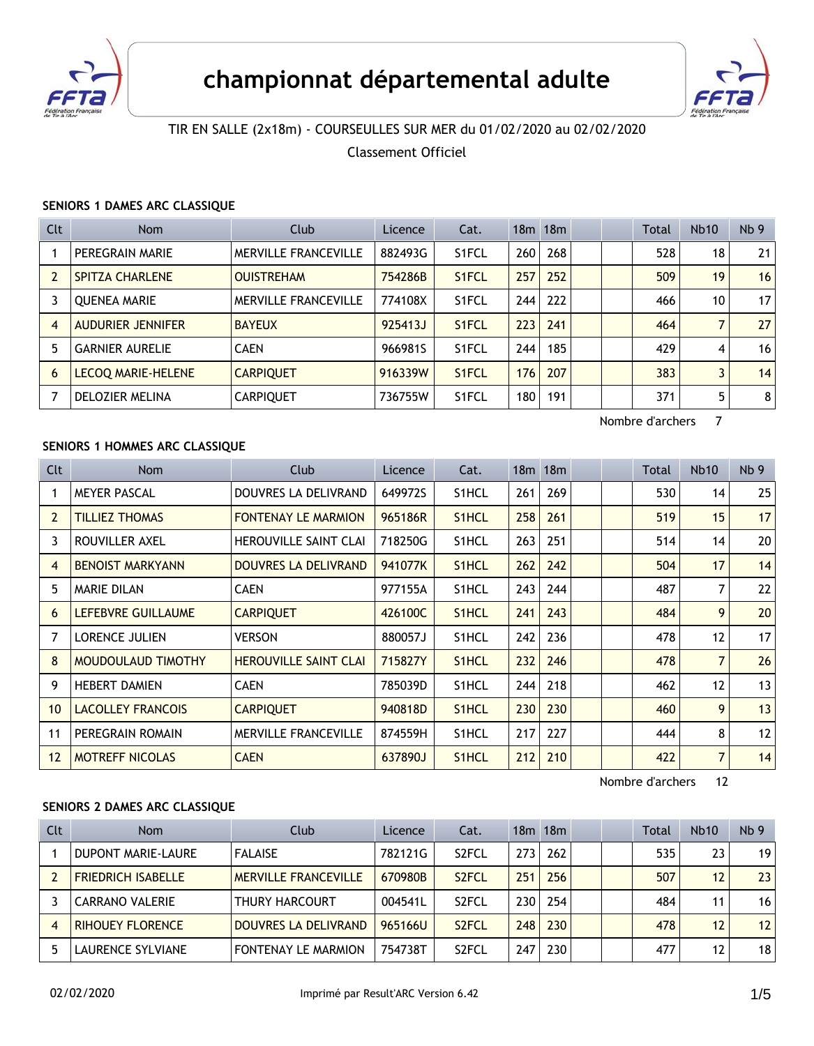# championnat départemental adulte

TIR EN SALLE (2x18m) - COURSEULLES SUR MER du 01/02/2020 au 02/02/2020

Classement Officiel

### SENIORS 1 DAMES ARC CLASSIQUE

| Clt | Nom | Club | Licence | Cat. | 18m | 18m | | | Total | Nb10 | Nb 9 |
|---|---|---|---|---|---|---|---|---|---|---|---|
| 1 | PEREGRAIN MARIE | MERVILLE FRANCEVILLE | 882493G | S1FCL | 260 | 268 | | | 528 | 18 | 21 |
| 2 | SPITZA CHARLENE | OUISTREHAM | 754286B | S1FCL | 257 | 252 | | | 509 | 19 | 16 |
| 3 | QUENEA MARIE | MERVILLE FRANCEVILLE | 774108X | S1FCL | 244 | 222 | | | 466 | 10 | 17 |
| 4 | AUDURIER JENNIFER | BAYEUX | 925413J | S1FCL | 223 | 241 | | | 464 | 7 | 27 |
| 5 | GARNIER AURELIE | CAEN | 966981S | S1FCL | 244 | 185 | | | 429 | 4 | 16 |
| 6 | LECOQ MARIE-HELENE | CARPIQUET | 916339W | S1FCL | 176 | 207 | | | 383 | 3 | 14 |
| 7 | DELOZIER MELINA | CARPIQUET | 736755W | S1FCL | 180 | 191 | | | 371 | 5 | 8 |

Nombre d'archers 7

### SENIORS 1 HOMMES ARC CLASSIQUE

| Clt | Nom | Club | Licence | Cat. | 18m | 18m | | | Total | Nb10 | Nb 9 |
|---|---|---|---|---|---|---|---|---|---|---|---|
| 1 | MEYER PASCAL | DOUVRES LA DELIVRAND | 649972S | S1HCL | 261 | 269 | | | 530 | 14 | 25 |
| 2 | TILLIEZ THOMAS | FONTENAY LE MARMION | 965186R | S1HCL | 258 | 261 | | | 519 | 15 | 17 |
| 3 | ROUVILLER AXEL | HEROUVILLE SAINT CLAI | 718250G | S1HCL | 263 | 251 | | | 514 | 14 | 20 |
| 4 | BENOIST MARKYANN | DOUVRES LA DELIVRAND | 941077K | S1HCL | 262 | 242 | | | 504 | 17 | 14 |
| 5 | MARIE DILAN | CAEN | 977155A | S1HCL | 243 | 244 | | | 487 | 7 | 22 |
| 6 | LEFEBVRE GUILLAUME | CARPIQUET | 426100C | S1HCL | 241 | 243 | | | 484 | 9 | 20 |
| 7 | LORENCE JULIEN | VERSON | 880057J | S1HCL | 242 | 236 | | | 478 | 12 | 17 |
| 8 | MOUDOULAUD TIMOTHY | HEROUVILLE SAINT CLAI | 715827Y | S1HCL | 232 | 246 | | | 478 | 7 | 26 |
| 9 | HEBERT DAMIEN | CAEN | 785039D | S1HCL | 244 | 218 | | | 462 | 12 | 13 |
| 10 | LACOLLEY FRANCOIS | CARPIQUET | 940818D | S1HCL | 230 | 230 | | | 460 | 9 | 13 |
| 11 | PEREGRAIN ROMAIN | MERVILLE FRANCEVILLE | 874559H | S1HCL | 217 | 227 | | | 444 | 8 | 12 |
| 12 | MOTREFF NICOLAS | CAEN | 637890J | S1HCL | 212 | 210 | | | 422 | 7 | 14 |

Nombre d'archers 12

### SENIORS 2 DAMES ARC CLASSIQUE

| Clt | Nom | Club | Licence | Cat. | 18m | 18m | | | Total | Nb10 | Nb 9 |
|---|---|---|---|---|---|---|---|---|---|---|---|
| 1 | DUPONT MARIE-LAURE | FALAISE | 782121G | S2FCL | 273 | 262 | | | 535 | 23 | 19 |
| 2 | FRIEDRICH ISABELLE | MERVILLE FRANCEVILLE | 670980B | S2FCL | 251 | 256 | | | 507 | 12 | 23 |
| 3 | CARRANO VALERIE | THURY HARCOURT | 004541L | S2FCL | 230 | 254 | | | 484 | 11 | 16 |
| 4 | RIHOUEY FLORENCE | DOUVRES LA DELIVRAND | 965166U | S2FCL | 248 | 230 | | | 478 | 12 | 12 |
| 5 | LAURENCE SYLVIANE | FONTENAY LE MARMION | 754738T | S2FCL | 247 | 230 | | | 477 | 12 | 18 |

02/02/2020 Imprimé par Result'ARC Version 6.42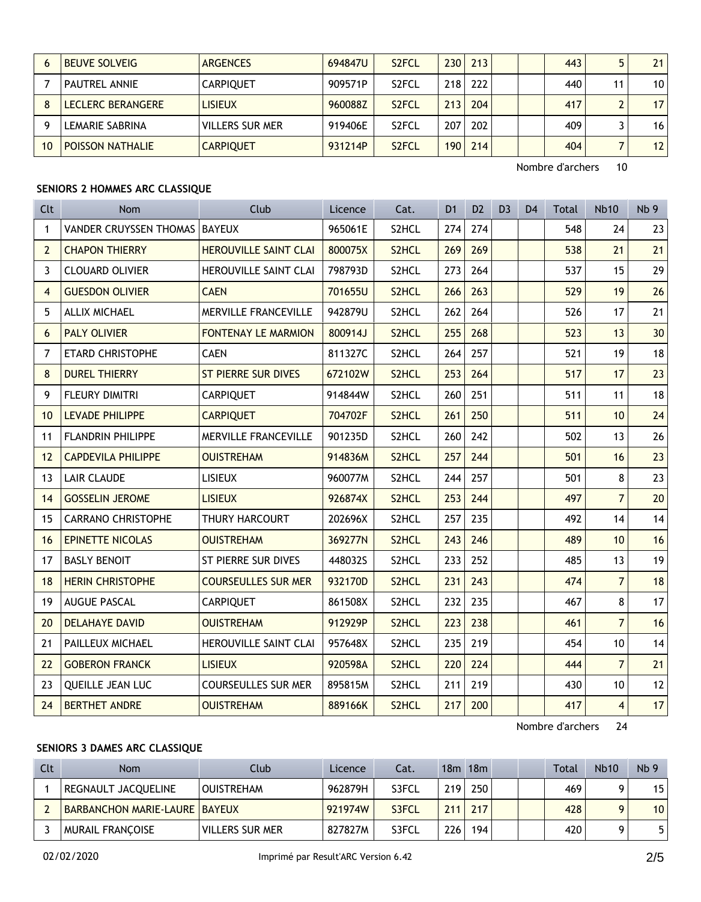| Clt | Nom | Club | Licence | Cat. | D1 | D2 | D3 | D4 | Total | Nb10 | Nb 9 |
|---|---|---|---|---|---|---|---|---|---|---|---|
| 6 | BEUVE SOLVEIG | ARGENCES | 694847U | S2FCL | 230 | 213 | | | 443 | 5 | 21 |
| 7 | PAUTREL ANNIE | CARPIQUET | 909571P | S2FCL | 218 | 222 | | | 440 | 11 | 10 |
| 8 | LECLERC BERANGERE | LISIEUX | 960088Z | S2FCL | 213 | 204 | | | 417 | 2 | 17 |
| 9 | LEMARIE SABRINA | VILLERS SUR MER | 919406E | S2FCL | 207 | 202 | | | 409 | 3 | 16 |
| 10 | POISSON NATHALIE | CARPIQUET | 931214P | S2FCL | 190 | 214 | | | 404 | 7 | 12 |

Nombre d'archers 10

**SENIORS 2 HOMMES ARC CLASSIQUE**

| Clt | Nom | Club | Licence | Cat. | D1 | D2 | D3 | D4 | Total | Nb10 | Nb 9 |
|---|---|---|---|---|---|---|---|---|---|---|---|
| 1 | VANDER CRUYSSEN THOMAS | BAYEUX | 965061E | S2HCL | 274 | 274 | | | 548 | 24 | 23 |
| 2 | CHAPON THIERRY | HEROUVILLE SAINT CLAI | 800075X | S2HCL | 269 | 269 | | | 538 | 21 | 21 |
| 3 | CLOUARD OLIVIER | HEROUVILLE SAINT CLAI | 798793D | S2HCL | 273 | 264 | | | 537 | 15 | 29 |
| 4 | GUESDON OLIVIER | CAEN | 701655U | S2HCL | 266 | 263 | | | 529 | 19 | 26 |
| 5 | ALLIX MICHAEL | MERVILLE FRANCEVILLE | 942879U | S2HCL | 262 | 264 | | | 526 | 17 | 21 |
| 6 | PALY OLIVIER | FONTENAY LE MARMION | 800914J | S2HCL | 255 | 268 | | | 523 | 13 | 30 |
| 7 | ETARD CHRISTOPHE | CAEN | 811327C | S2HCL | 264 | 257 | | | 521 | 19 | 18 |
| 8 | DUREL THIERRY | ST PIERRE SUR DIVES | 672102W | S2HCL | 253 | 264 | | | 517 | 17 | 23 |
| 9 | FLEURY DIMITRI | CARPIQUET | 914844W | S2HCL | 260 | 251 | | | 511 | 11 | 18 |
| 10 | LEVADE PHILIPPE | CARPIQUET | 704702F | S2HCL | 261 | 250 | | | 511 | 10 | 24 |
| 11 | FLANDRIN PHILIPPE | MERVILLE FRANCEVILLE | 901235D | S2HCL | 260 | 242 | | | 502 | 13 | 26 |
| 12 | CAPDEVILA PHILIPPE | OUISTREHAM | 914836M | S2HCL | 257 | 244 | | | 501 | 16 | 23 |
| 13 | LAIR CLAUDE | LISIEUX | 960077M | S2HCL | 244 | 257 | | | 501 | 8 | 23 |
| 14 | GOSSELIN JEROME | LISIEUX | 926874X | S2HCL | 253 | 244 | | | 497 | 7 | 20 |
| 15 | CARRANO CHRISTOPHE | THURY HARCOURT | 202696X | S2HCL | 257 | 235 | | | 492 | 14 | 14 |
| 16 | EPINETTE NICOLAS | OUISTREHAM | 369277N | S2HCL | 243 | 246 | | | 489 | 10 | 16 |
| 17 | BASLY BENOIT | ST PIERRE SUR DIVES | 448032S | S2HCL | 233 | 252 | | | 485 | 13 | 19 |
| 18 | HERIN CHRISTOPHE | COURSEULLES SUR MER | 932170D | S2HCL | 231 | 243 | | | 474 | 7 | 18 |
| 19 | AUGUE PASCAL | CARPIQUET | 861508X | S2HCL | 232 | 235 | | | 467 | 8 | 17 |
| 20 | DELAHAYE DAVID | OUISTREHAM | 912929P | S2HCL | 223 | 238 | | | 461 | 7 | 16 |
| 21 | PAILLEUX MICHAEL | HEROUVILLE SAINT CLAI | 957648X | S2HCL | 235 | 219 | | | 454 | 10 | 14 |
| 22 | GOBERON FRANCK | LISIEUX | 920598A | S2HCL | 220 | 224 | | | 444 | 7 | 21 |
| 23 | QUEILLE JEAN LUC | COURSEULLES SUR MER | 895815M | S2HCL | 211 | 219 | | | 430 | 10 | 12 |
| 24 | BERTHET ANDRE | OUISTREHAM | 889166K | S2HCL | 217 | 200 | | | 417 | 4 | 17 |

Nombre d'archers 24

**SENIORS 3 DAMES ARC CLASSIQUE**

| Clt | Nom | Club | Licence | Cat. | 18m | 18m | | | Total | Nb10 | Nb 9 |
|---|---|---|---|---|---|---|---|---|---|---|---|
| 1 | REGNAULT JACQUELINE | OUISTREHAM | 962879H | S3FCL | 219 | 250 | | | 469 | 9 | 15 |
| 2 | BARBANCHON MARIE-LAURE | BAYEUX | 921974W | S3FCL | 211 | 217 | | | 428 | 9 | 10 |
| 3 | MURAIL FRANÇOISE | VILLERS SUR MER | 827827M | S3FCL | 226 | 194 | | | 420 | 9 | 5 |

02/02/2020 Imprimé par Result'ARC Version 6.42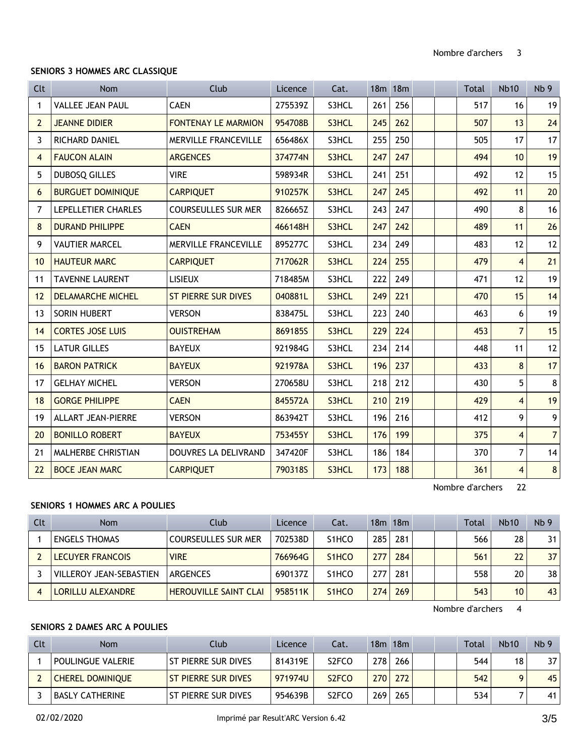Nombre d'archers 3

### SENIORS 3 HOMMES ARC CLASSIQUE

| Clt | Nom | Club | Licence | Cat. | 18m | 18m | | | Total | Nb10 | Nb 9 |
|---|---|---|---|---|---|---|---|---|---|---|---|
| 1 | VALLEE JEAN PAUL | CAEN | 275539Z | S3HCL | 261 | 256 | | | 517 | 16 | 19 |
| 2 | JEANNE DIDIER | FONTENAY LE MARMION | 954708B | S3HCL | 245 | 262 | | | 507 | 13 | 24 |
| 3 | RICHARD DANIEL | MERVILLE FRANCEVILLE | 656486X | S3HCL | 255 | 250 | | | 505 | 17 | 17 |
| 4 | FAUCON ALAIN | ARGENCES | 374774N | S3HCL | 247 | 247 | | | 494 | 10 | 19 |
| 5 | DUBOSQ GILLES | VIRE | 598934R | S3HCL | 241 | 251 | | | 492 | 12 | 15 |
| 6 | BURGUET DOMINIQUE | CARPIQUET | 910257K | S3HCL | 247 | 245 | | | 492 | 11 | 20 |
| 7 | LEPELLETIER CHARLES | COURSEULLES SUR MER | 826665Z | S3HCL | 243 | 247 | | | 490 | 8 | 16 |
| 8 | DURAND PHILIPPE | CAEN | 466148H | S3HCL | 247 | 242 | | | 489 | 11 | 26 |
| 9 | VAUTIER MARCEL | MERVILLE FRANCEVILLE | 895277C | S3HCL | 234 | 249 | | | 483 | 12 | 12 |
| 10 | HAUTEUR MARC | CARPIQUET | 717062R | S3HCL | 224 | 255 | | | 479 | 4 | 21 |
| 11 | TAVENNE LAURENT | LISIEUX | 718485M | S3HCL | 222 | 249 | | | 471 | 12 | 19 |
| 12 | DELAMARCHE MICHEL | ST PIERRE SUR DIVES | 040881L | S3HCL | 249 | 221 | | | 470 | 15 | 14 |
| 13 | SORIN HUBERT | VERSON | 838475L | S3HCL | 223 | 240 | | | 463 | 6 | 19 |
| 14 | CORTES JOSE LUIS | OUISTREHAM | 869185S | S3HCL | 229 | 224 | | | 453 | 7 | 15 |
| 15 | LATUR GILLES | BAYEUX | 921984G | S3HCL | 234 | 214 | | | 448 | 11 | 12 |
| 16 | BARON PATRICK | BAYEUX | 921978A | S3HCL | 196 | 237 | | | 433 | 8 | 17 |
| 17 | GELHAY MICHEL | VERSON | 270658U | S3HCL | 218 | 212 | | | 430 | 5 | 8 |
| 18 | GORGE PHILIPPE | CAEN | 845572A | S3HCL | 210 | 219 | | | 429 | 4 | 19 |
| 19 | ALLART JEAN-PIERRE | VERSON | 863942T | S3HCL | 196 | 216 | | | 412 | 9 | 9 |
| 20 | BONILLO ROBERT | BAYEUX | 753455Y | S3HCL | 176 | 199 | | | 375 | 4 | 7 |
| 21 | MALHERBE CHRISTIAN | DOUVRES LA DELIVRAND | 347420F | S3HCL | 186 | 184 | | | 370 | 7 | 14 |
| 22 | BOCE JEAN MARC | CARPIQUET | 790318S | S3HCL | 173 | 188 | | | 361 | 4 | 8 |

Nombre d'archers 22

### SENIORS 1 HOMMES ARC A POULIES

| Clt | Nom | Club | Licence | Cat. | 18m | 18m | | | Total | Nb10 | Nb 9 |
|---|---|---|---|---|---|---|---|---|---|---|---|
| 1 | ENGELS THOMAS | COURSEULLES SUR MER | 702538D | S1HCO | 285 | 281 | | | 566 | 28 | 31 |
| 2 | LECUYER FRANCOIS | VIRE | 766964G | S1HCO | 277 | 284 | | | 561 | 22 | 37 |
| 3 | VILLEROY JEAN-SEBASTIEN | ARGENCES | 690137Z | S1HCO | 277 | 281 | | | 558 | 20 | 38 |
| 4 | LORILLU ALEXANDRE | HEROUVILLE SAINT CLAI | 958511K | S1HCO | 274 | 269 | | | 543 | 10 | 43 |

Nombre d'archers 4

### SENIORS 2 DAMES ARC A POULIES

| Clt | Nom | Club | Licence | Cat. | 18m | 18m | | | Total | Nb10 | Nb 9 |
|---|---|---|---|---|---|---|---|---|---|---|---|
| 1 | POULINGUE VALERIE | ST PIERRE SUR DIVES | 814319E | S2FCO | 278 | 266 | | | 544 | 18 | 37 |
| 2 | CHEREL DOMINIQUE | ST PIERRE SUR DIVES | 971974U | S2FCO | 270 | 272 | | | 542 | 9 | 45 |
| 3 | BASLY CATHERINE | ST PIERRE SUR DIVES | 954639B | S2FCO | 269 | 265 | | | 534 | 7 | 41 |

02/02/2020 Imprimé par Result'ARC Version 6.42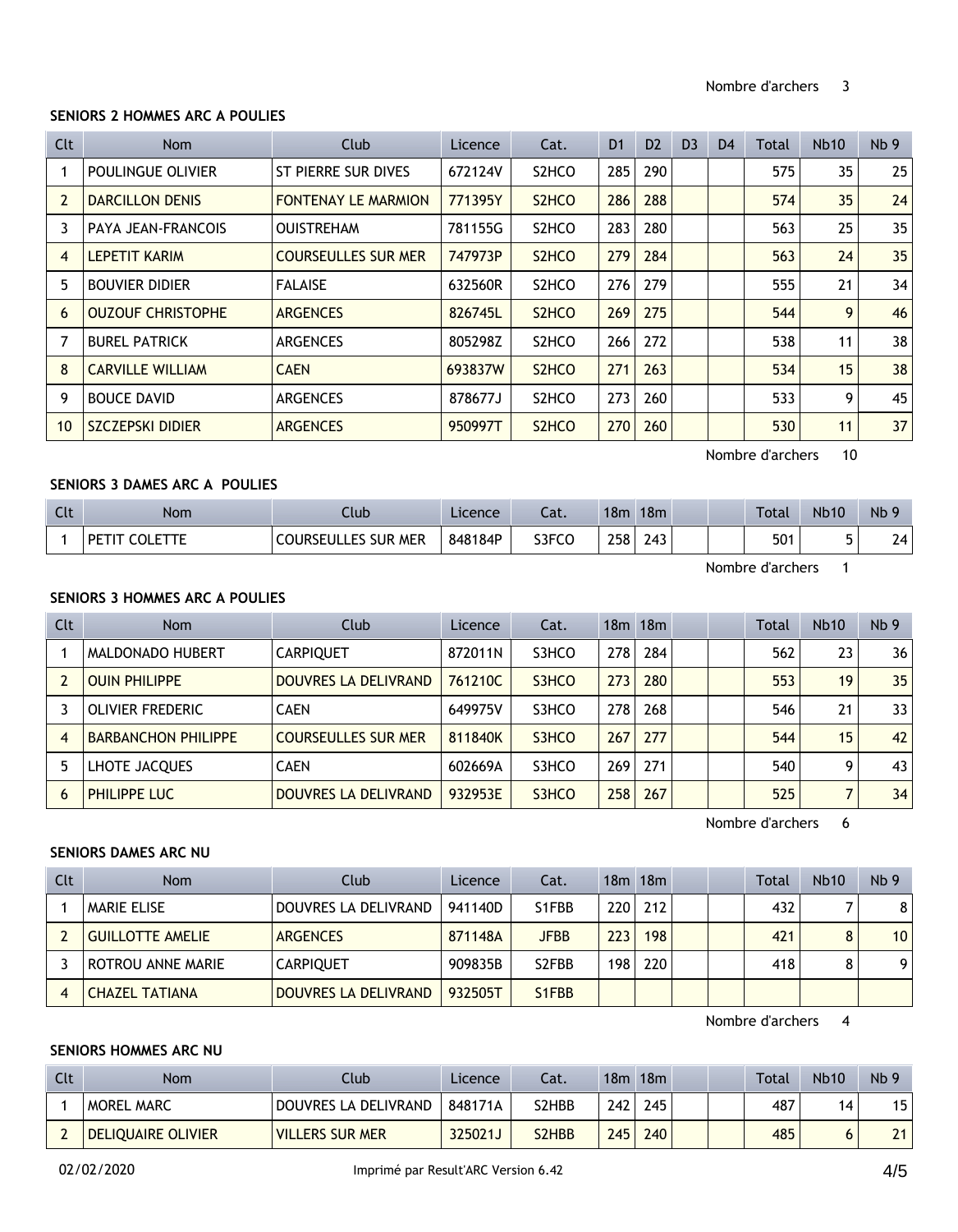Nombre d'archers 3

**SENIORS 2 HOMMES ARC A POULIES**

| Clt | Nom | Club | Licence | Cat. | D1 | D2 | D3 | D4 | Total | Nb10 | Nb 9 |
|---|---|---|---|---|---|---|---|---|---|---|---|
| 1 | POULINGUE OLIVIER | ST PIERRE SUR DIVES | 672124V | S2HCO | 285 | 290 | | | 575 | 35 | 25 |
| 2 | DARCILLON DENIS | FONTENAY LE MARMION | 771395Y | S2HCO | 286 | 288 | | | 574 | 35 | 24 |
| 3 | PAYA JEAN-FRANCOIS | OUISTREHAM | 781155G | S2HCO | 283 | 280 | | | 563 | 25 | 35 |
| 4 | LEPETIT KARIM | COURSEULLES SUR MER | 747973P | S2HCO | 279 | 284 | | | 563 | 24 | 35 |
| 5 | BOUVIER DIDIER | FALAISE | 632560R | S2HCO | 276 | 279 | | | 555 | 21 | 34 |
| 6 | OUZOUF CHRISTOPHE | ARGENCES | 826745L | S2HCO | 269 | 275 | | | 544 | 9 | 46 |
| 7 | BUREL PATRICK | ARGENCES | 805298Z | S2HCO | 266 | 272 | | | 538 | 11 | 38 |
| 8 | CARVILLE WILLIAM | CAEN | 693837W | S2HCO | 271 | 263 | | | 534 | 15 | 38 |
| 9 | BOUCE DAVID | ARGENCES | 878677J | S2HCO | 273 | 260 | | | 533 | 9 | 45 |
| 10 | SZCZEPSKI DIDIER | ARGENCES | 950997T | S2HCO | 270 | 260 | | | 530 | 11 | 37 |

Nombre d'archers 10

**SENIORS 3 DAMES ARC A POULIES**

| Clt | Nom | Club | Licence | Cat. | 18m | 18m | | | Total | Nb10 | Nb 9 |
|---|---|---|---|---|---|---|---|---|---|---|---|
| 1 | PETIT COLETTE | COURSEULLES SUR MER | 848184P | S3FCO | 258 | 243 | | | 501 | 5 | 24 |

Nombre d'archers 1

**SENIORS 3 HOMMES ARC A POULIES**

| Clt | Nom | Club | Licence | Cat. | 18m | 18m | | | Total | Nb10 | Nb 9 |
|---|---|---|---|---|---|---|---|---|---|---|---|
| 1 | MALDONADO HUBERT | CARPIQUET | 872011N | S3HCO | 278 | 284 | | | 562 | 23 | 36 |
| 2 | OUIN PHILIPPE | DOUVRES LA DELIVRAND | 761210C | S3HCO | 273 | 280 | | | 553 | 19 | 35 |
| 3 | OLIVIER FREDERIC | CAEN | 649975V | S3HCO | 278 | 268 | | | 546 | 21 | 33 |
| 4 | BARBANCHON PHILIPPE | COURSEULLES SUR MER | 811840K | S3HCO | 267 | 277 | | | 544 | 15 | 42 |
| 5 | LHOTE JACQUES | CAEN | 602669A | S3HCO | 269 | 271 | | | 540 | 9 | 43 |
| 6 | PHILIPPE LUC | DOUVRES LA DELIVRAND | 932953E | S3HCO | 258 | 267 | | | 525 | 7 | 34 |

Nombre d'archers 6

**SENIORS DAMES ARC NU**

| Clt | Nom | Club | Licence | Cat. | 18m | 18m | | | Total | Nb10 | Nb 9 |
|---|---|---|---|---|---|---|---|---|---|---|---|
| 1 | MARIE ELISE | DOUVRES LA DELIVRAND | 941140D | S1FBB | 220 | 212 | | | 432 | 7 | 8 |
| 2 | GUILLOTTE AMELIE | ARGENCES | 871148A | JFBB | 223 | 198 | | | 421 | 8 | 10 |
| 3 | ROTROU ANNE MARIE | CARPIQUET | 909835B | S2FBB | 198 | 220 | | | 418 | 8 | 9 |
| 4 | CHAZEL TATIANA | DOUVRES LA DELIVRAND | 932505T | S1FBB | | | | | | | |

Nombre d'archers 4

**SENIORS HOMMES ARC NU**

| Clt | Nom | Club | Licence | Cat. | 18m | 18m | | | Total | Nb10 | Nb 9 |
|---|---|---|---|---|---|---|---|---|---|---|---|
| 1 | MOREL MARC | DOUVRES LA DELIVRAND | 848171A | S2HBB | 242 | 245 | | | 487 | 14 | 15 |
| 2 | DELIQUAIRE OLIVIER | VILLERS SUR MER | 325021J | S2HBB | 245 | 240 | | | 485 | 6 | 21 |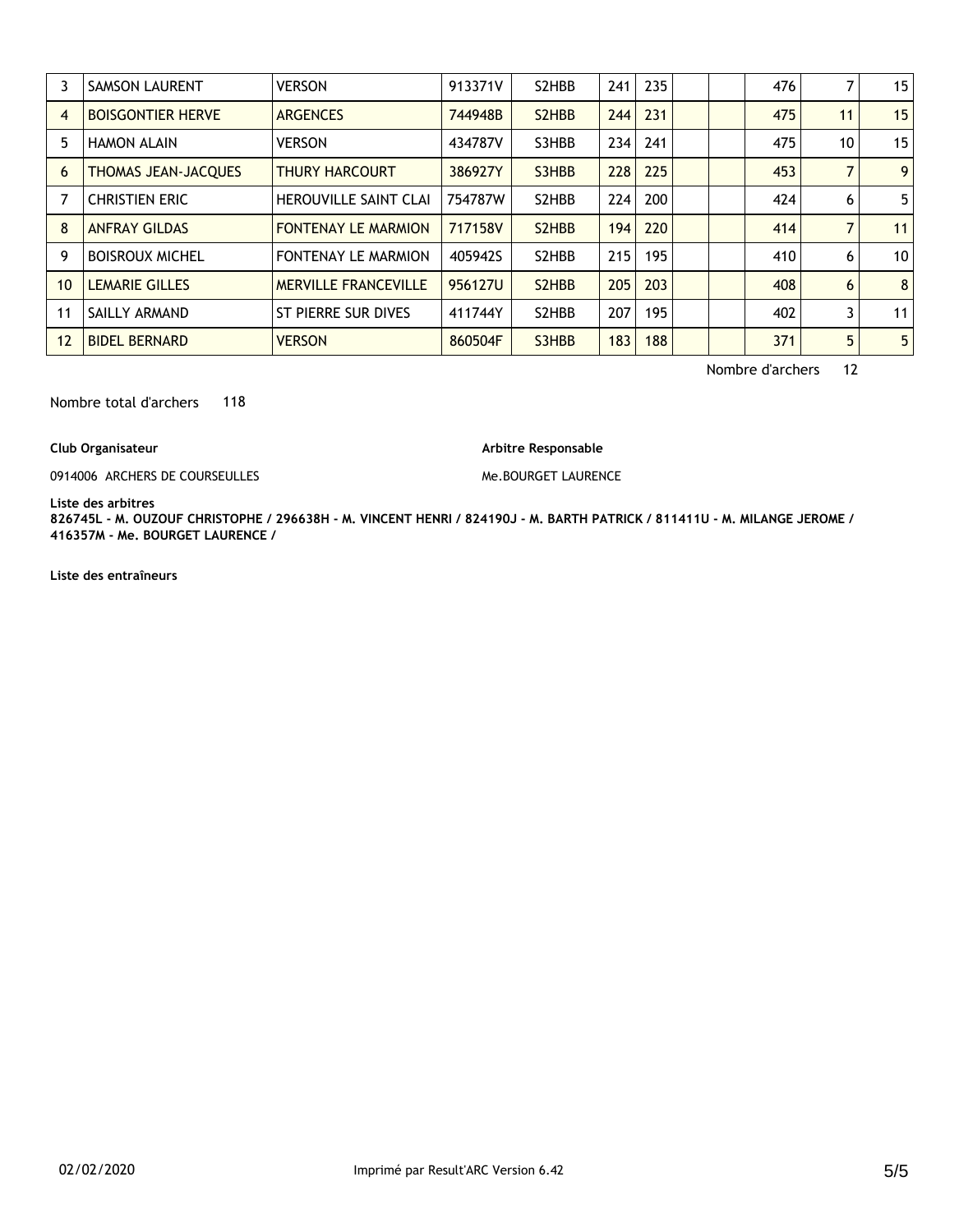| | | | | | | | | | | | |
|---|---|---|---|---|---|---|---|---|---|---|---|
| 3 | SAMSON LAURENT | VERSON | 913371V | S2HBB | 241 | 235 | | | 476 | 7 | 15 |
| 4 | BOISGONTIER HERVE | ARGENCES | 744948B | S2HBB | 244 | 231 | | | 475 | 11 | 15 |
| 5 | HAMON ALAIN | VERSON | 434787V | S3HBB | 234 | 241 | | | 475 | 10 | 15 |
| 6 | THOMAS JEAN-JACQUES | THURY HARCOURT | 386927Y | S3HBB | 228 | 225 | | | 453 | 7 | 9 |
| 7 | CHRISTIEN ERIC | HEROUVILLE SAINT CLAI | 754787W | S2HBB | 224 | 200 | | | 424 | 6 | 5 |
| 8 | ANFRAY GILDAS | FONTENAY LE MARMION | 717158V | S2HBB | 194 | 220 | | | 414 | 7 | 11 |
| 9 | BOISROUX MICHEL | FONTENAY LE MARMION | 405942S | S2HBB | 215 | 195 | | | 410 | 6 | 10 |
| 10 | LEMARIE GILLES | MERVILLE FRANCEVILLE | 956127U | S2HBB | 205 | 203 | | | 408 | 6 | 8 |
| 11 | SAILLY ARMAND | ST PIERRE SUR DIVES | 411744Y | S2HBB | 207 | 195 | | | 402 | 3 | 11 |
| 12 | BIDEL BERNARD | VERSON | 860504F | S3HBB | 183 | 188 | | | 371 | 5 | 5 |

Nombre d'archers 12

Nombre total d'archers 118

**Club Organisateur**

0914006 ARCHERS DE COURSEULLES

**Arbitre Responsable**

Me.BOURGET LAURENCE

**Liste des arbitres**

**826745L - M. OUZOUF CHRISTOPHE / 296638H - M. VINCENT HENRI / 824190J - M. BARTH PATRICK / 811411U - M. MILANGE JEROME / 416357M - Me. BOURGET LAURENCE /**

**Liste des entraîneurs**

02/02/2020 Imprimé par Result'ARC Version 6.42